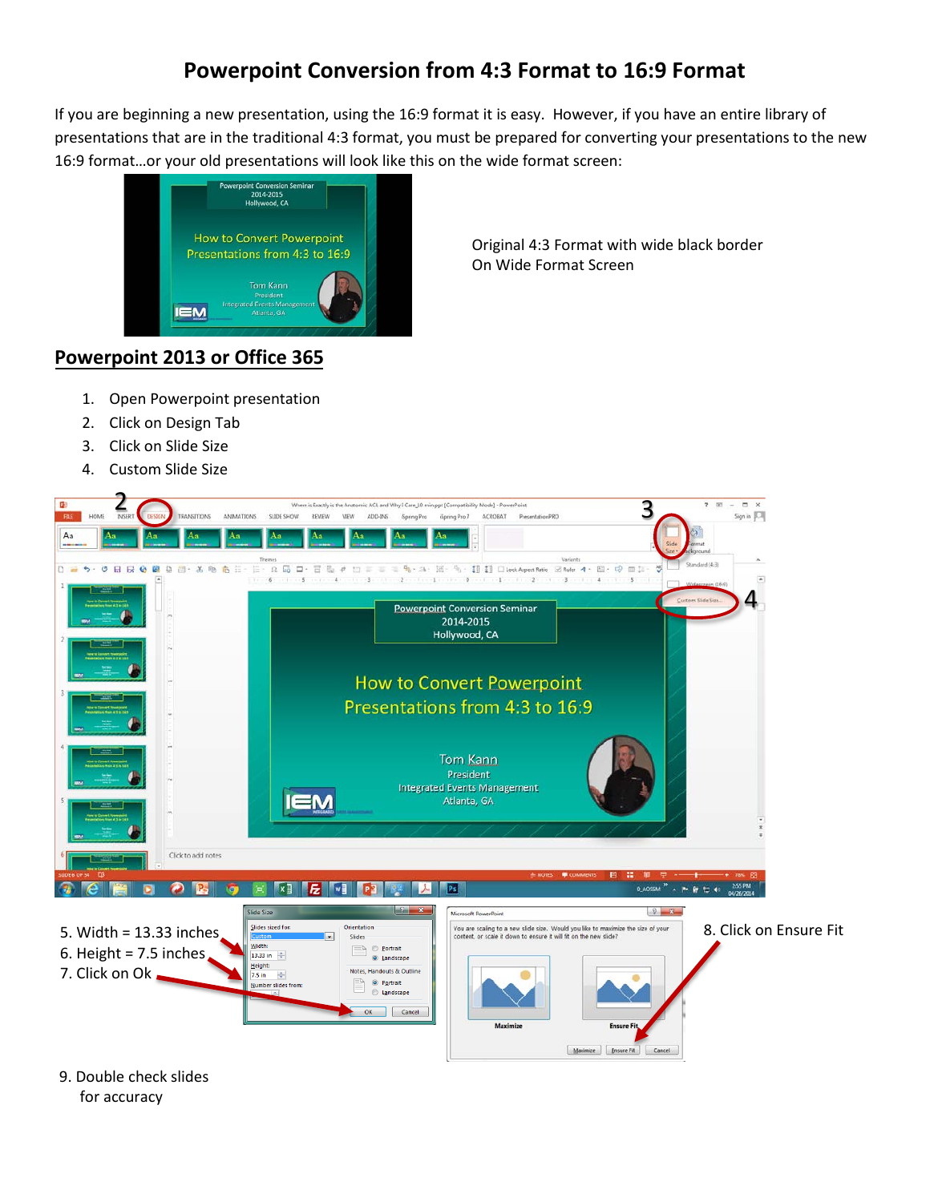# Powerpoint Conversion from 4:3 Format to 16:9 Format

If you are beginning a new presentation, using the 16:9 format it is easy. However, if you have an entire library of presentations that are in the traditional 4:3 format, you must be prepared for converting your presentations to the new 16:9 format…or your old presentations will look like this on the wide format screen:

Original 4:3 Format with wide black border
On Wide Format Screen

## Powerpoint 2013 or Office 365

1. Open Powerpoint presentation
2. Click on Design Tab
3. Click on Slide Size
4. Custom Slide Size

5. Width = 13.33 inches
6. Height = 7.5 inches
7. Click on Ok

8. Click on Ensure Fit

9. Double check slides for accuracy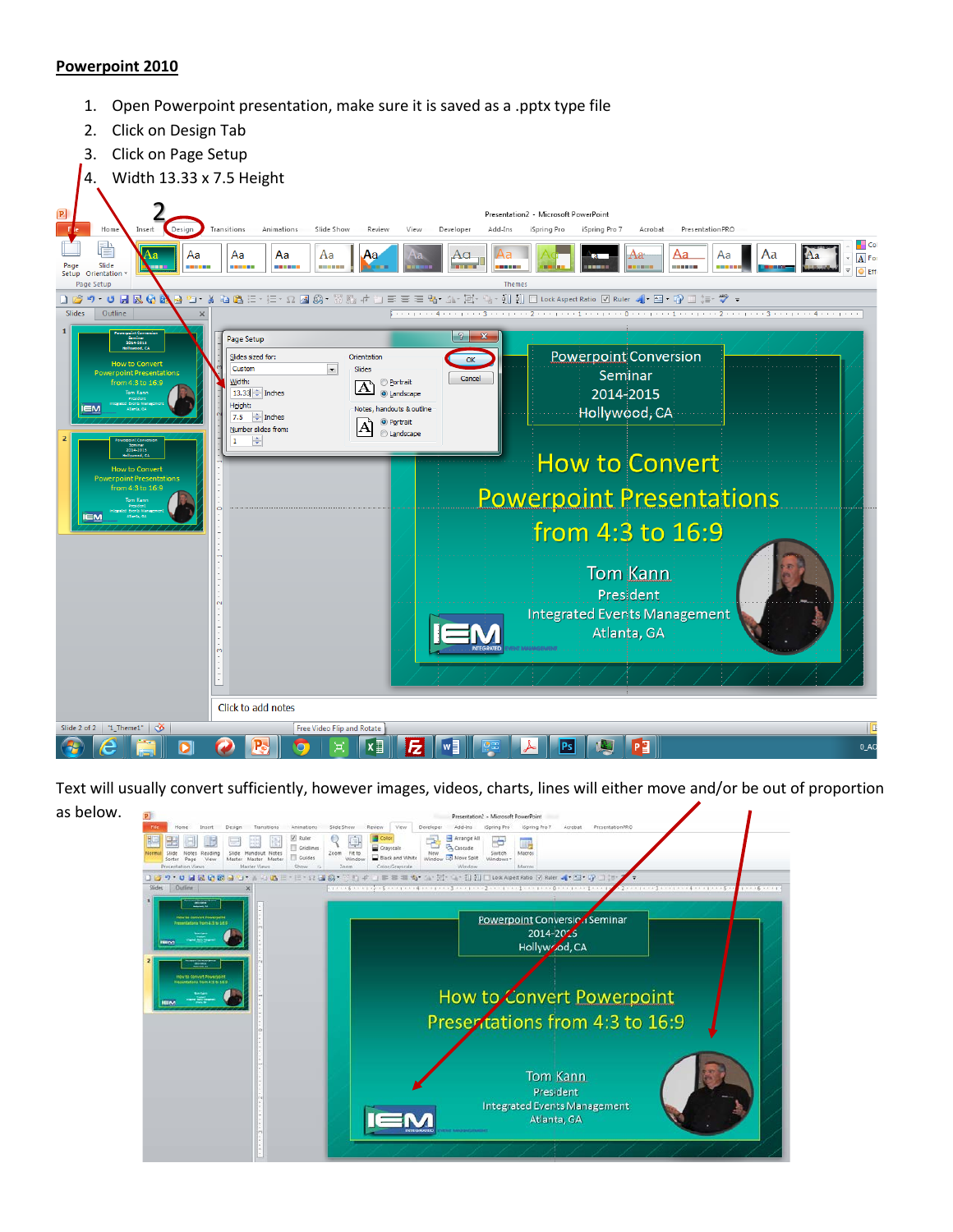**Powerpoint 2010**

1. Open Powerpoint presentation, make sure it is saved as a .pptx type file
2. Click on Design Tab
3. Click on Page Setup
4. Width 13.33 x 7.5 Height

Text will usually convert sufficiently, however images, videos, charts, lines will either move and/or be out of proportion as below.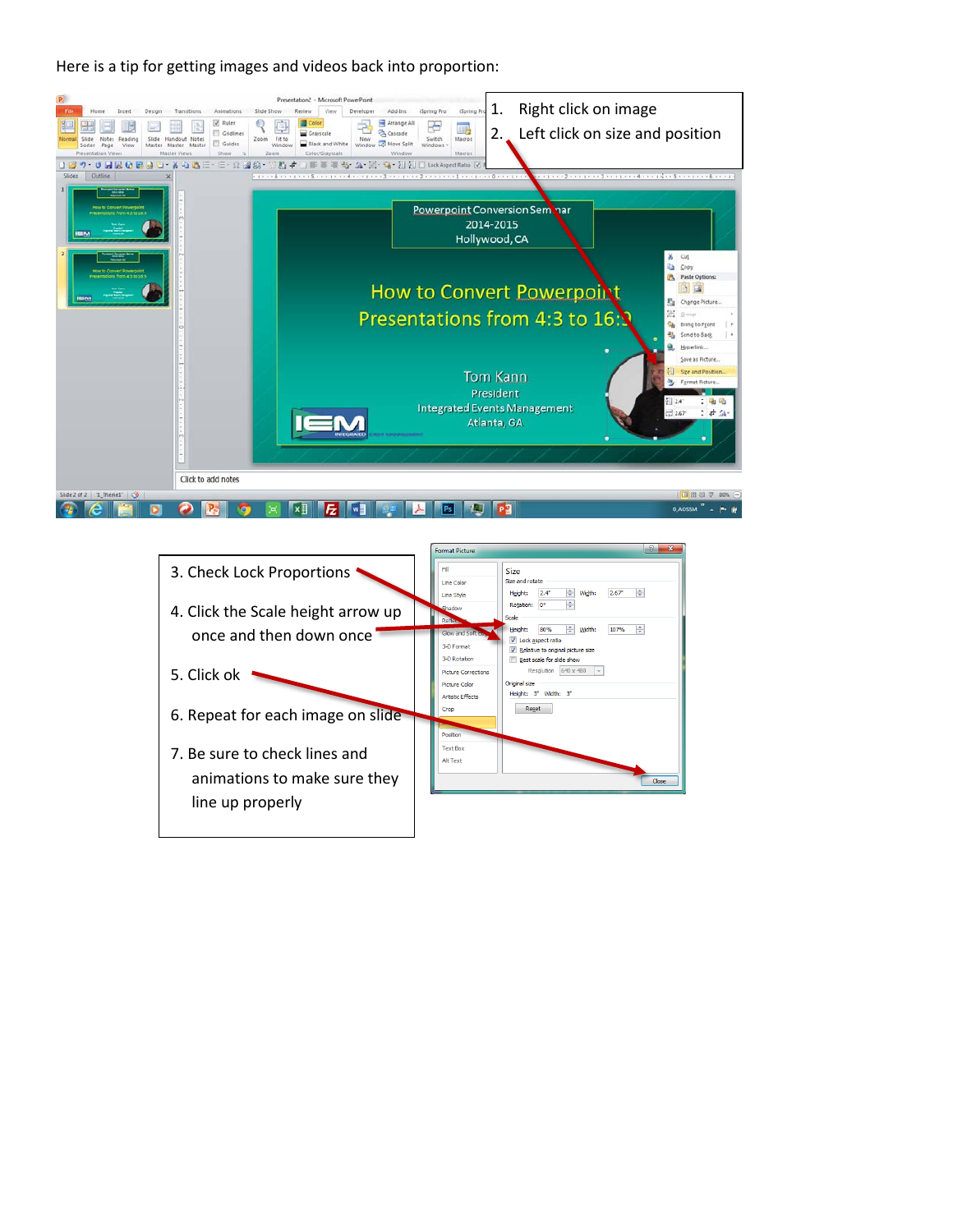Here is a tip for getting images and videos back into proportion:

1. Right click on image
2. Left click on size and position

3. Check Lock Proportions

4. Click the Scale height arrow up once and then down once

5. Click ok

6. Repeat for each image on slide

7. Be sure to check lines and animations to make sure they line up properly